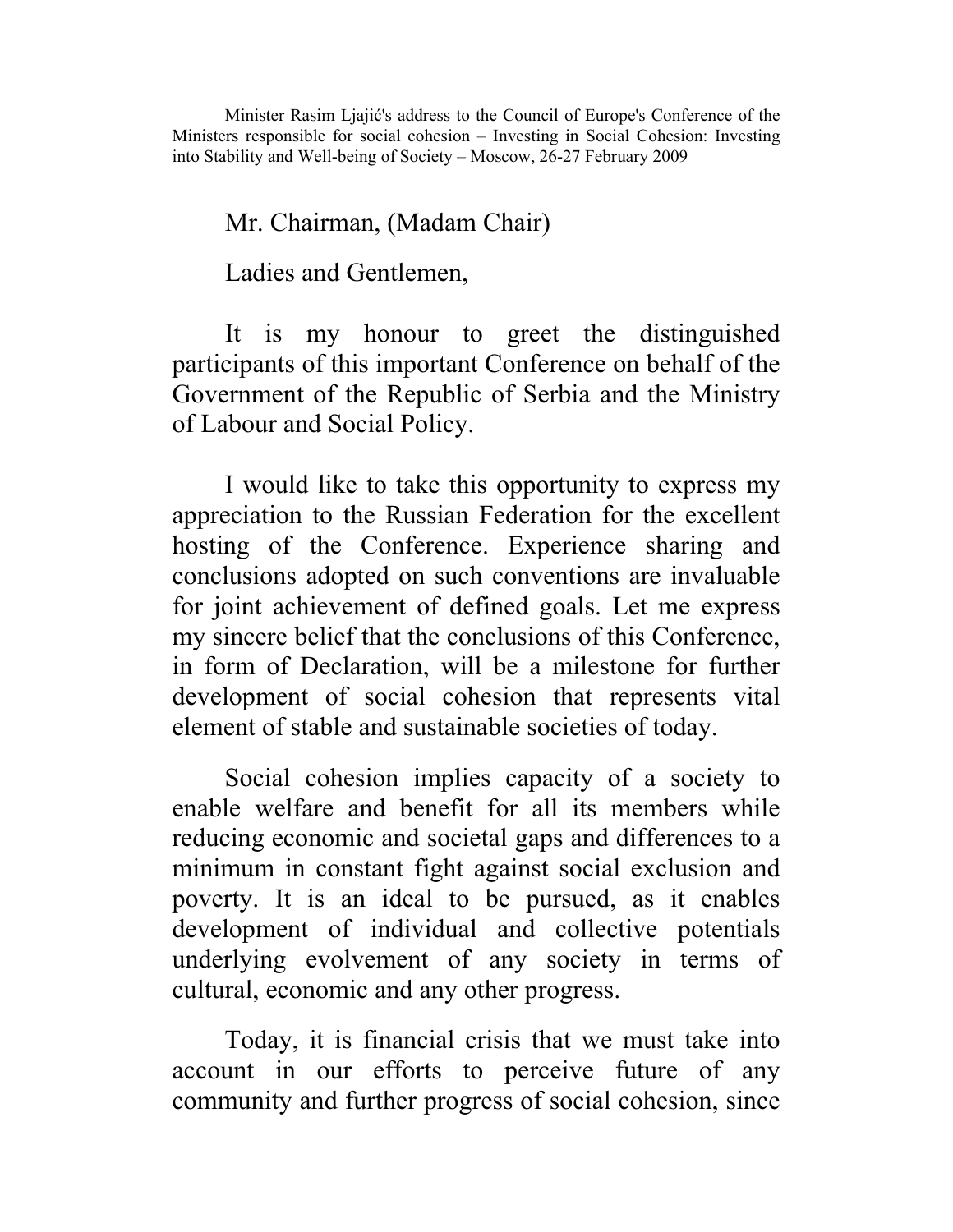Minister Rasim Ljajić's address to the Council of Europe's Conference of the Ministers responsible for social cohesion – Investing in Social Cohesion: Investing into Stability and Well-being of Society – Moscow, 26-27 February 2009

Mr. Chairman, (Madam Chair)

Ladies and Gentlemen,

It is my honour to greet the distinguished participants of this important Conference on behalf of the Government of the Republic of Serbia and the Ministry of Labour and Social Policy.

I would like to take this opportunity to express my appreciation to the Russian Federation for the excellent hosting of the Conference. Experience sharing and conclusions adopted on such conventions are invaluable for joint achievement of defined goals. Let me express my sincere belief that the conclusions of this Conference, in form of Declaration, will be a milestone for further development of social cohesion that represents vital element of stable and sustainable societies of today.

Social cohesion implies capacity of a society to enable welfare and benefit for all its members while reducing economic and societal gaps and differences to a minimum in constant fight against social exclusion and poverty. It is an ideal to be pursued, as it enables development of individual and collective potentials underlying evolvement of any society in terms of cultural, economic and any other progress.

Today, it is financial crisis that we must take into account in our efforts to perceive future of any community and further progress of social cohesion, since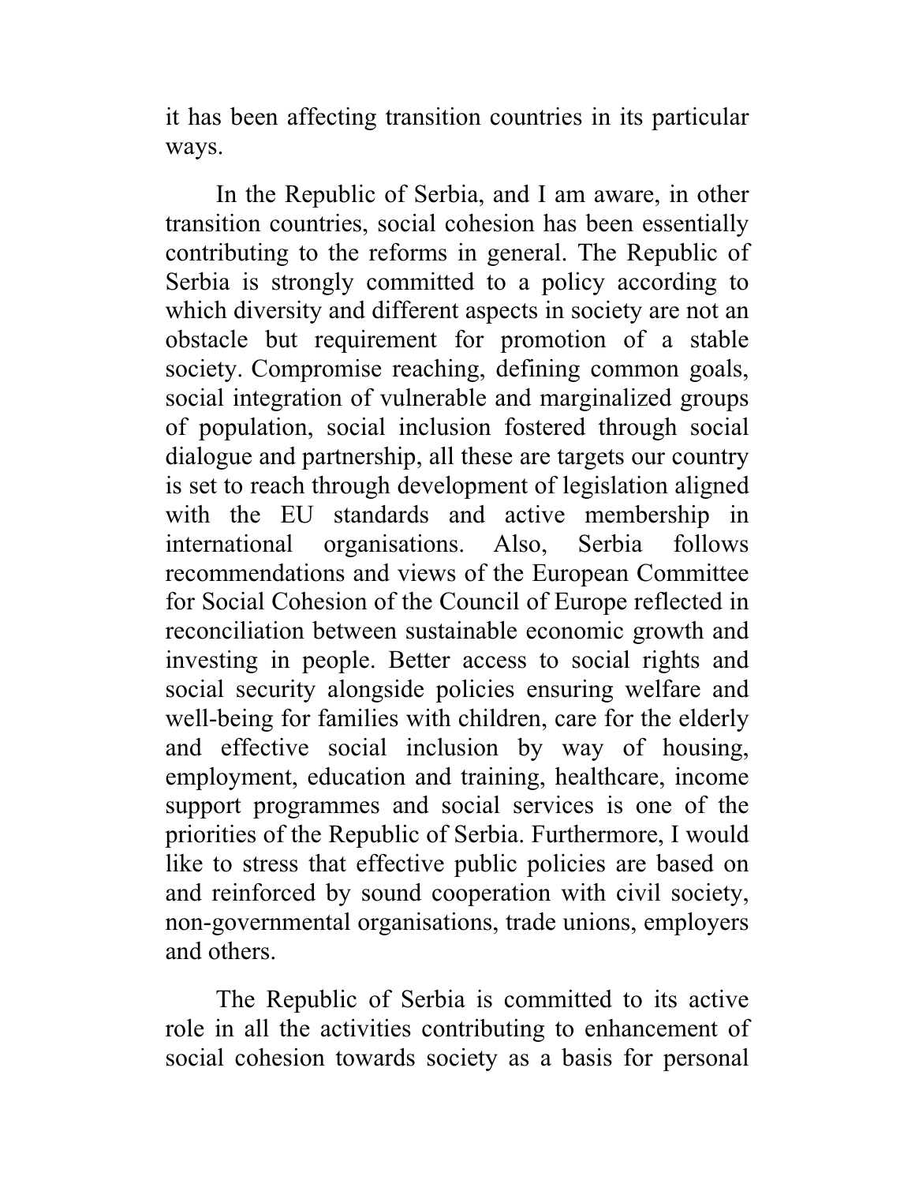it has been affecting transition countries in its particular ways.

In the Republic of Serbia, and I am aware, in other transition countries, social cohesion has been essentially contributing to the reforms in general. The Republic of Serbia is strongly committed to a policy according to which diversity and different aspects in society are not an obstacle but requirement for promotion of a stable society. Compromise reaching, defining common goals, social integration of vulnerable and marginalized groups of population, social inclusion fostered through social dialogue and partnership, all these are targets our country is set to reach through development of legislation aligned with the EU standards and active membership in international organisations. Also, Serbia follows recommendations and views of the European Committee for Social Cohesion of the Council of Europe reflected in reconciliation between sustainable economic growth and investing in people. Better access to social rights and social security alongside policies ensuring welfare and well-being for families with children, care for the elderly and effective social inclusion by way of housing, employment, education and training, healthcare, income support programmes and social services is one of the priorities of the Republic of Serbia. Furthermore, I would like to stress that effective public policies are based on and reinforced by sound cooperation with civil society, non-governmental organisations, trade unions, employers and others.

The Republic of Serbia is committed to its active role in all the activities contributing to enhancement of social cohesion towards society as a basis for personal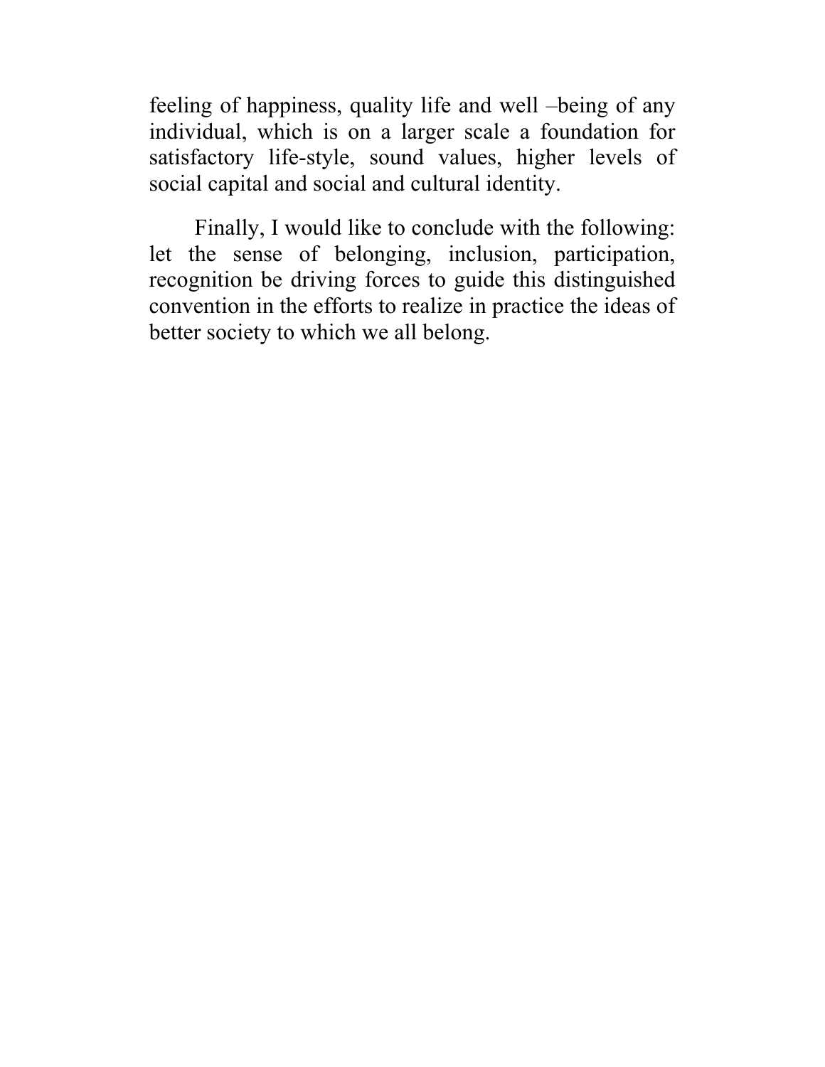feeling of happiness, quality life and well –being of any individual, which is on a larger scale a foundation for satisfactory life-style, sound values, higher levels of social capital and social and cultural identity.

Finally, I would like to conclude with the following: let the sense of belonging, inclusion, participation, recognition be driving forces to guide this distinguished convention in the efforts to realize in practice the ideas of better society to which we all belong.